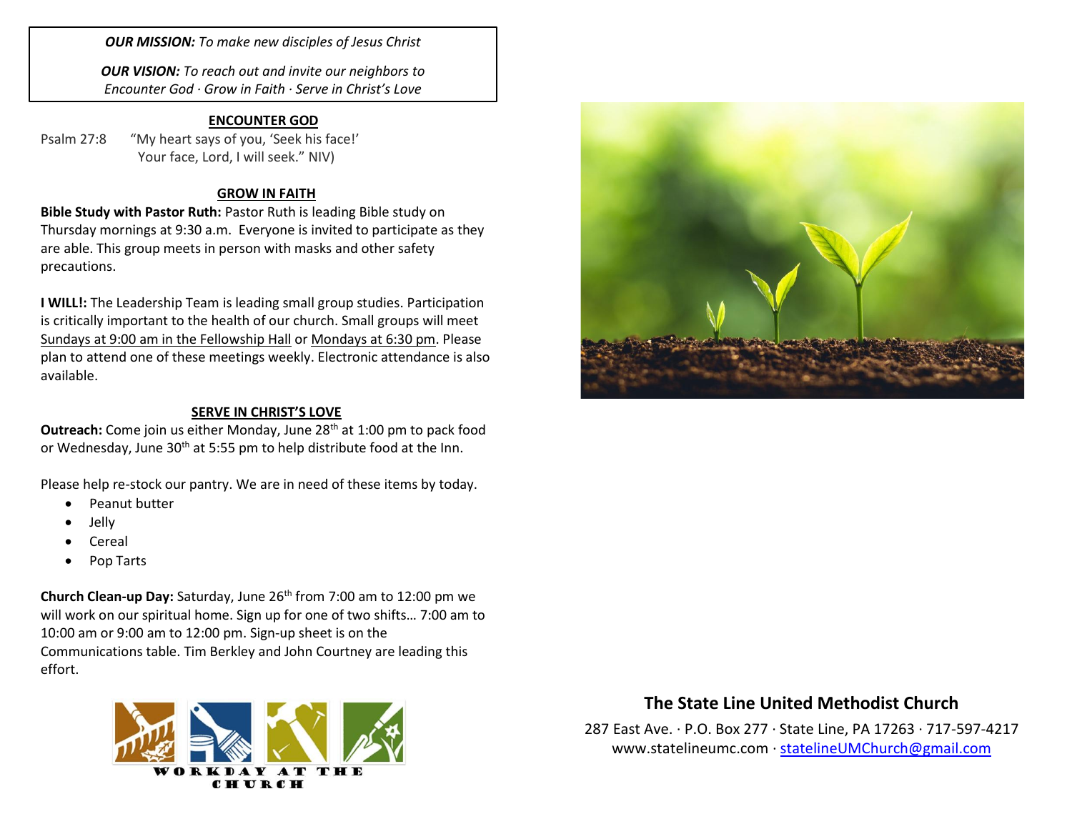***OUR MISSION:*** *To make new disciples of Jesus Christ*

***OUR VISION:*** *To reach out and invite our neighbors to Encounter God · Grow in Faith · Serve in Christ's Love*

## ENCOUNTER GOD

Psalm 27:8 "My heart says of you, 'Seek his face!' Your face, Lord, I will seek." NIV)

## GROW IN FAITH

**Bible Study with Pastor Ruth:** Pastor Ruth is leading Bible study on Thursday mornings at 9:30 a.m. Everyone is invited to participate as they are able. This group meets in person with masks and other safety precautions.

**I WILL!:** The Leadership Team is leading small group studies. Participation is critically important to the health of our church. Small groups will meet Sundays at 9:00 am in the Fellowship Hall or Mondays at 6:30 pm. Please plan to attend one of these meetings weekly. Electronic attendance is also available.

## SERVE IN CHRIST'S LOVE

**Outreach:** Come join us either Monday, June 28th at 1:00 pm to pack food or Wednesday, June 30th at 5:55 pm to help distribute food at the Inn.

Please help re-stock our pantry. We are in need of these items by today.

- Peanut butter
- Jelly
- Cereal
- Pop Tarts

**Church Clean-up Day:** Saturday, June 26th from 7:00 am to 12:00 pm we will work on our spiritual home. Sign up for one of two shifts… 7:00 am to 10:00 am or 9:00 am to 12:00 pm. Sign-up sheet is on the Communications table. Tim Berkley and John Courtney are leading this effort.

WORKDAY AT THE CHURCH

## The State Line United Methodist Church

287 East Ave. · P.O. Box 277 · State Line, PA 17263 · 717-597-4217
www.statelineumc.com · statelineUMChurch@gmail.com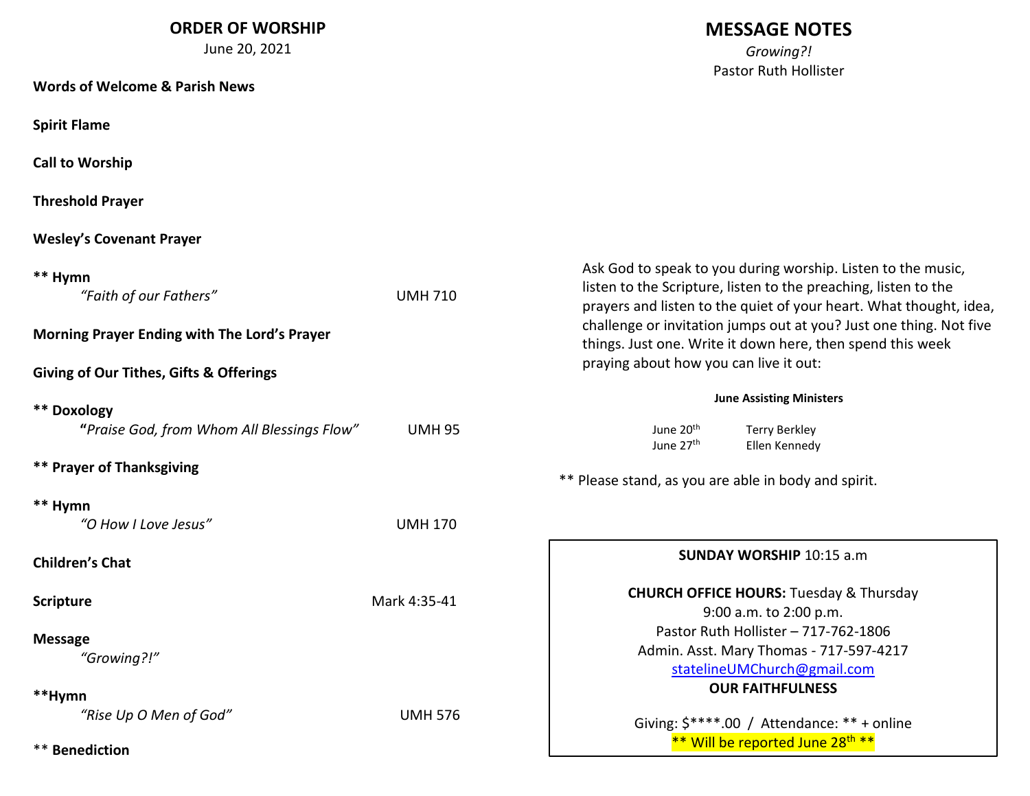## ORDER OF WORSHIP

June 20, 2021

**Words of Welcome & Parish News**

**Spirit Flame**

**Call to Worship**

**Threshold Prayer**

**Wesley's Covenant Prayer**

**\*\* Hymn**
*"Faith of our Fathers"* UMH 710

**Morning Prayer Ending with The Lord's Prayer**

**Giving of Our Tithes, Gifts & Offerings**

**\*\* Doxology**
**"***Praise God, from Whom All Blessings Flow"* UMH 95

**\*\* Prayer of Thanksgiving**

**\*\* Hymn**
*"O How I Love Jesus"* UMH 170

**Children's Chat**

**Scripture** Mark 4:35-41

**Message**
*"Growing?!"*

**\*\*Hymn**
*"Rise Up O Men of God"* UMH 576

\*\* **Benediction**

## MESSAGE NOTES

*Growing?!*
Pastor Ruth Hollister

Ask God to speak to you during worship. Listen to the music, listen to the Scripture, listen to the preaching, listen to the prayers and listen to the quiet of your heart. What thought, idea, challenge or invitation jumps out at you? Just one thing. Not five things. Just one. Write it down here, then spend this week praying about how you can live it out:

**June Assisting Ministers**

| | |
|---|---|
| June 20th | Terry Berkley |
| June 27th | Ellen Kennedy |

\*\* Please stand, as you are able in body and spirit.

**SUNDAY WORSHIP** 10:15 a.m

**CHURCH OFFICE HOURS:** Tuesday & Thursday
9:00 a.m. to 2:00 p.m.
Pastor Ruth Hollister – 717-762-1806
Admin. Asst. Mary Thomas - 717-597-4217
statelineUMChurch@gmail.com

**OUR FAITHFULNESS**

Giving: $\*\*\*\*.00 / Attendance: \*\* + online
\*\* Will be reported June 28th \*\*